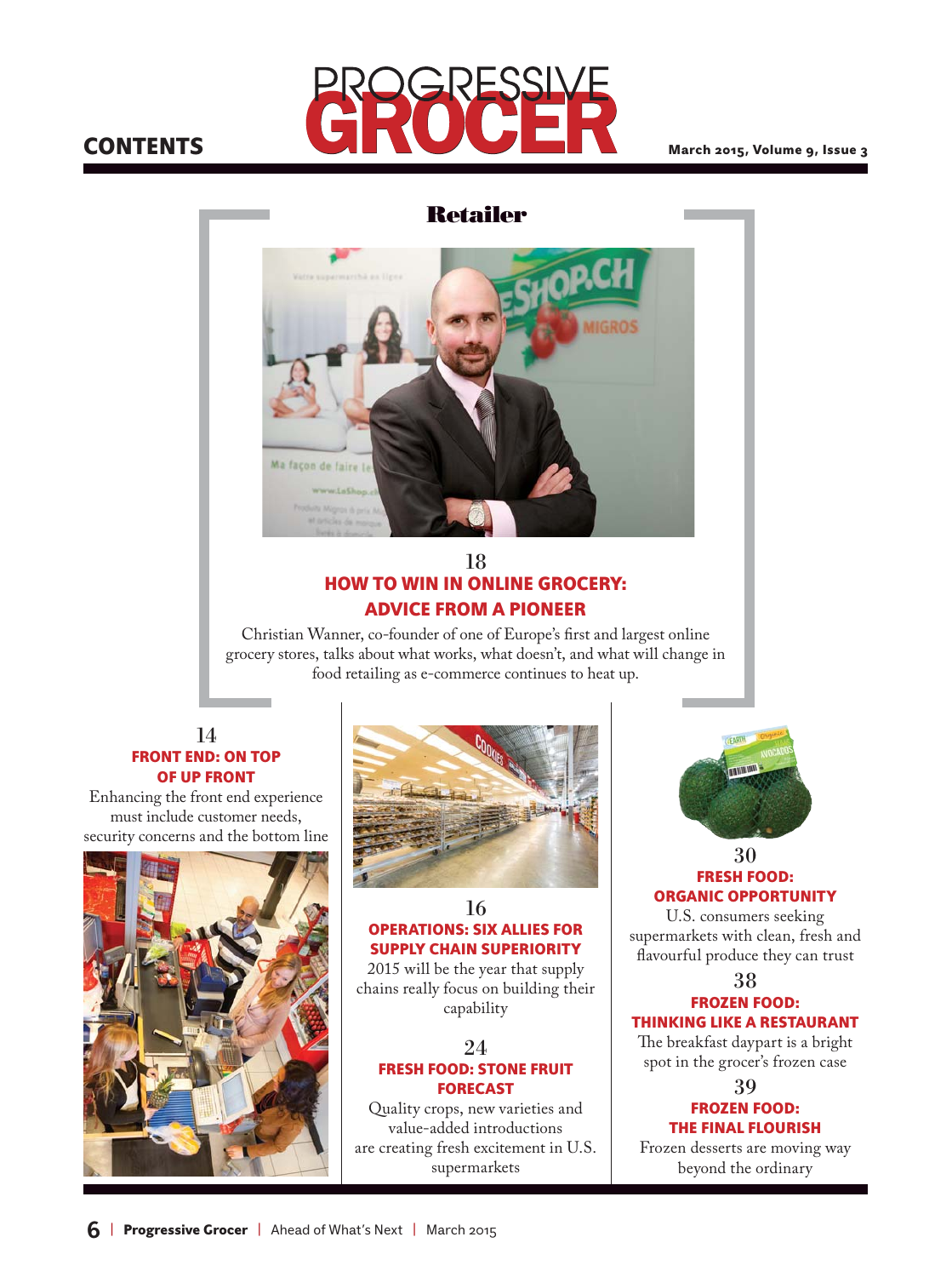# CONTENTS

## Retailer

### 18
### HOW TO WIN IN ONLINE GROCERY: ADVICE FROM A PIONEER

Christian Wanner, co-founder of one of Europe's first and largest online grocery stores, talks about what works, what doesn't, and what will change in food retailing as e-commerce continues to heat up.

### 14
### FRONT END: ON TOP OF UP FRONT

Enhancing the front end experience must include customer needs, security concerns and the bottom line

### 16
### OPERATIONS: SIX ALLIES FOR SUPPLY CHAIN SUPERIORITY

2015 will be the year that supply chains really focus on building their capability

### 24
### FRESH FOOD: STONE FRUIT FORECAST

Quality crops, new varieties and value-added introductions are creating fresh excitement in U.S. supermarkets

### 30
### FRESH FOOD: ORGANIC OPPORTUNITY

U.S. consumers seeking supermarkets with clean, fresh and flavourful produce they can trust

### 38
### FROZEN FOOD: THINKING LIKE A RESTAURANT

The breakfast daypart is a bright spot in the grocer's frozen case

### 39
### FROZEN FOOD: THE FINAL FLOURISH

Frozen desserts are moving way beyond the ordinary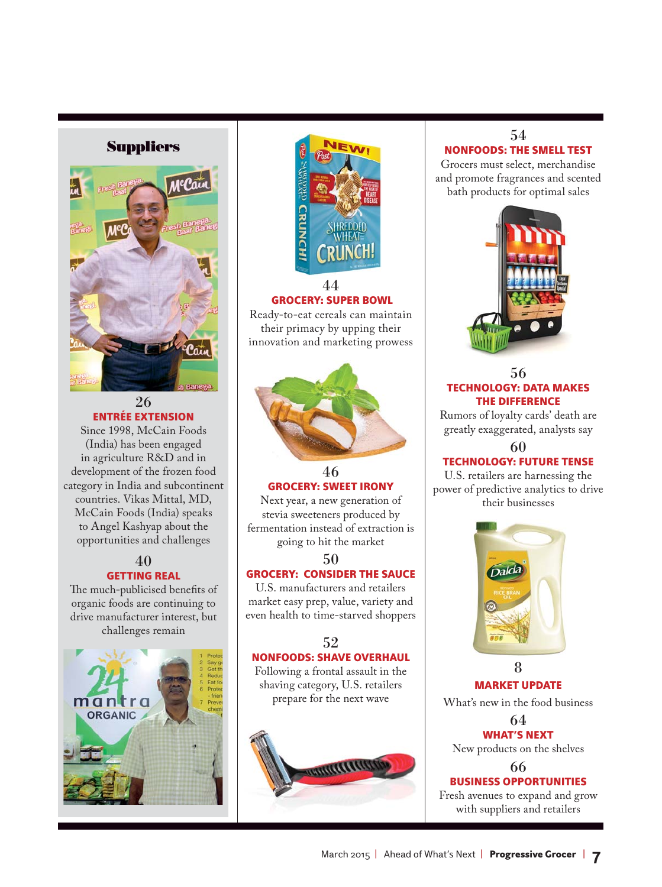## Suppliers

**26**

### ENTRÉE EXTENSION

Since 1998, McCain Foods (India) has been engaged in agriculture R&D and in development of the frozen food category in India and subcontinent countries. Vikas Mittal, MD, McCain Foods (India) speaks to Angel Kashyap about the opportunities and challenges

**40**

### GETTING REAL

The much-publicised benefits of organic foods are continuing to drive manufacturer interest, but challenges remain

**44**

### GROCERY: SUPER BOWL

Ready-to-eat cereals can maintain their primacy by upping their innovation and marketing prowess

**46**

### GROCERY: SWEET IRONY

Next year, a new generation of stevia sweeteners produced by fermentation instead of extraction is going to hit the market

**50**

### GROCERY: CONSIDER THE SAUCE

U.S. manufacturers and retailers market easy prep, value, variety and even health to time-starved shoppers

**52**

### NONFOODS: SHAVE OVERHAUL

Following a frontal assault in the shaving category, U.S. retailers prepare for the next wave

**54**

### NONFOODS: THE SMELL TEST

Grocers must select, merchandise and promote fragrances and scented bath products for optimal sales

**56**

### TECHNOLOGY: DATA MAKES THE DIFFERENCE

Rumors of loyalty cards' death are greatly exaggerated, analysts say

**60**

### TECHNOLOGY: FUTURE TENSE

U.S. retailers are harnessing the power of predictive analytics to drive their businesses

**8**

### MARKET UPDATE

What's new in the food business

**64**

### WHAT'S NEXT

New products on the shelves

**66**

### BUSINESS OPPORTUNITIES

Fresh avenues to expand and grow with suppliers and retailers